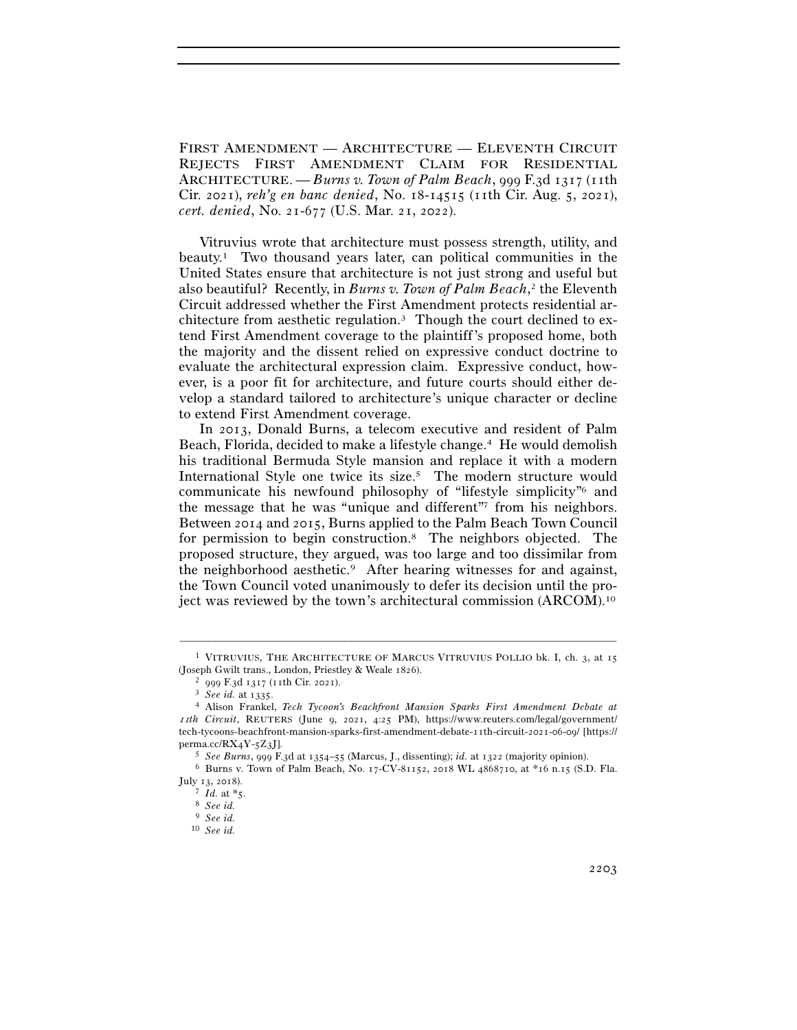FIRST AMENDMENT — ARCHITECTURE — ELEVENTH CIRCUIT REJECTS FIRST AMENDMENT CLAIM FOR RESIDENTIAL ARCHITECTURE. — *Burns v. Town of Palm Beach*, 999 F.3d 1317 (11th Cir. 2021), *reh'g en banc denied*, No. 18-14515 (11th Cir. Aug. 5, 2021), *cert. denied*, No. 21-677 (U.S. Mar. 21, 2022).

Vitruvius wrote that architecture must possess strength, utility, and beauty.[1] Two thousand years later, can political communities in the United States ensure that architecture is not just strong and useful but also beautiful? Recently, in *Burns v. Town of Palm Beach*,[2] the Eleventh Circuit addressed whether the First Amendment protects residential architecture from aesthetic regulation.[3] Though the court declined to extend First Amendment coverage to the plaintiff's proposed home, both the majority and the dissent relied on expressive conduct doctrine to evaluate the architectural expression claim. Expressive conduct, however, is a poor fit for architecture, and future courts should either develop a standard tailored to architecture's unique character or decline to extend First Amendment coverage.

In 2013, Donald Burns, a telecom executive and resident of Palm Beach, Florida, decided to make a lifestyle change.[4] He would demolish his traditional Bermuda Style mansion and replace it with a modern International Style one twice its size.[5] The modern structure would communicate his newfound philosophy of "lifestyle simplicity"[6] and the message that he was "unique and different"[7] from his neighbors. Between 2014 and 2015, Burns applied to the Palm Beach Town Council for permission to begin construction.[8] The neighbors objected. The proposed structure, they argued, was too large and too dissimilar from the neighborhood aesthetic.[9] After hearing witnesses for and against, the Town Council voted unanimously to defer its decision until the project was reviewed by the town's architectural commission (ARCOM).[10]

---

[1] VITRUVIUS, THE ARCHITECTURE OF MARCUS VITRUVIUS POLLIO bk. I, ch. 3, at 15 (Joseph Gwilt trans., London, Priestley & Weale 1826).

[2] 999 F.3d 1317 (11th Cir. 2021).

[3] *See id.* at 1335.

[4] Alison Frankel, *Tech Tycoon's Beachfront Mansion Sparks First Amendment Debate at 11th Circuit*, REUTERS (June 9, 2021, 4:25 PM), https://www.reuters.com/legal/government/tech-tycoons-beachfront-mansion-sparks-first-amendment-debate-11th-circuit-2021-06-09/ [https://perma.cc/RX4Y-5Z3J].

[5] *See Burns*, 999 F.3d at 1354–55 (Marcus, J., dissenting); *id.* at 1322 (majority opinion).

[6] Burns v. Town of Palm Beach, No. 17-CV-81152, 2018 WL 4868710, at *16 n.15 (S.D. Fla. July 13, 2018).

[7] *Id.* at *5.

[8] *See id.*

[9] *See id.*

[10] *See id.*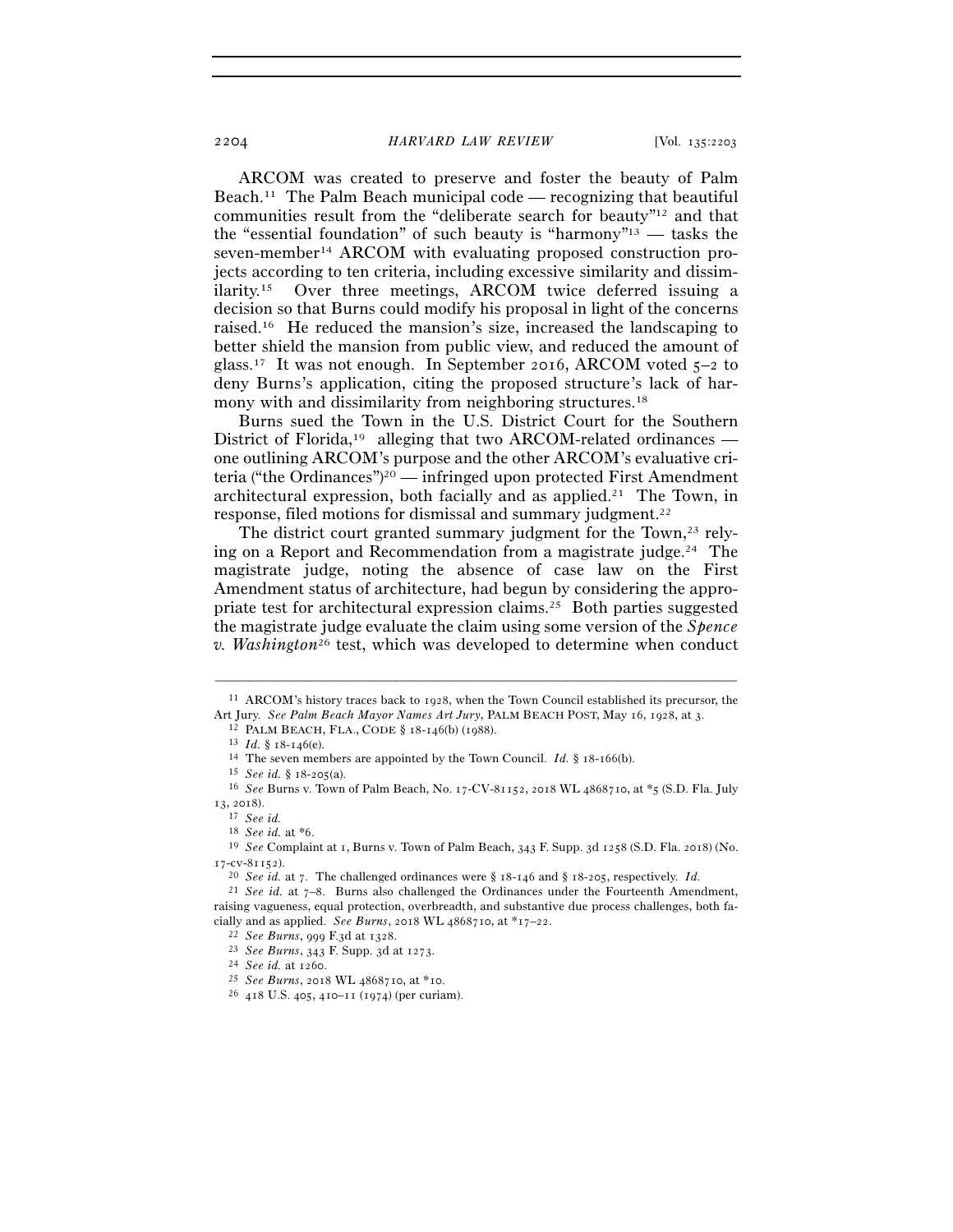ARCOM was created to preserve and foster the beauty of Palm Beach.[11] The Palm Beach municipal code — recognizing that beautiful communities result from the "deliberate search for beauty"[12] and that the "essential foundation" of such beauty is "harmony"[13] — tasks the seven-member[14] ARCOM with evaluating proposed construction projects according to ten criteria, including excessive similarity and dissimilarity.[15] Over three meetings, ARCOM twice deferred issuing a decision so that Burns could modify his proposal in light of the concerns raised.[16] He reduced the mansion's size, increased the landscaping to better shield the mansion from public view, and reduced the amount of glass.[17] It was not enough. In September 2016, ARCOM voted 5–2 to deny Burns's application, citing the proposed structure's lack of harmony with and dissimilarity from neighboring structures.[18]

Burns sued the Town in the U.S. District Court for the Southern District of Florida,[19] alleging that two ARCOM-related ordinances — one outlining ARCOM's purpose and the other ARCOM's evaluative criteria ("the Ordinances")[20] — infringed upon protected First Amendment architectural expression, both facially and as applied.[21] The Town, in response, filed motions for dismissal and summary judgment.[22]

The district court granted summary judgment for the Town,[23] relying on a Report and Recommendation from a magistrate judge.[24] The magistrate judge, noting the absence of case law on the First Amendment status of architecture, had begun by considering the appropriate test for architectural expression claims.[25] Both parties suggested the magistrate judge evaluate the claim using some version of the *Spence v. Washington*[26] test, which was developed to determine when conduct

---

[11] ARCOM's history traces back to 1928, when the Town Council established its precursor, the Art Jury. *See Palm Beach Mayor Names Art Jury*, PALM BEACH POST, May 16, 1928, at 3.

[12] PALM BEACH, FLA., CODE § 18-146(b) (1988).

[13] *Id.* § 18-146(e).

[14] The seven members are appointed by the Town Council. *Id.* § 18-166(b).

[15] *See id.* § 18-205(a).

[16] *See* Burns v. Town of Palm Beach, No. 17-CV-81152, 2018 WL 4868710, at *5 (S.D. Fla. July 13, 2018).

[17] *See id.*

[18] *See id.* at *6.

[19] *See* Complaint at 1, Burns v. Town of Palm Beach, 343 F. Supp. 3d 1258 (S.D. Fla. 2018) (No. 17-cv-81152).

[20] *See id.* at 7. The challenged ordinances were § 18-146 and § 18-205, respectively. *Id.*

[21] *See id.* at 7–8. Burns also challenged the Ordinances under the Fourteenth Amendment, raising vagueness, equal protection, overbreadth, and substantive due process challenges, both facially and as applied. *See Burns*, 2018 WL 4868710, at *17–22.

[22] *See Burns*, 999 F.3d at 1328.

[23] *See Burns*, 343 F. Supp. 3d at 1273.

[24] *See id.* at 1260.

[25] *See Burns*, 2018 WL 4868710, at *10.

[26] 418 U.S. 405, 410–11 (1974) (per curiam).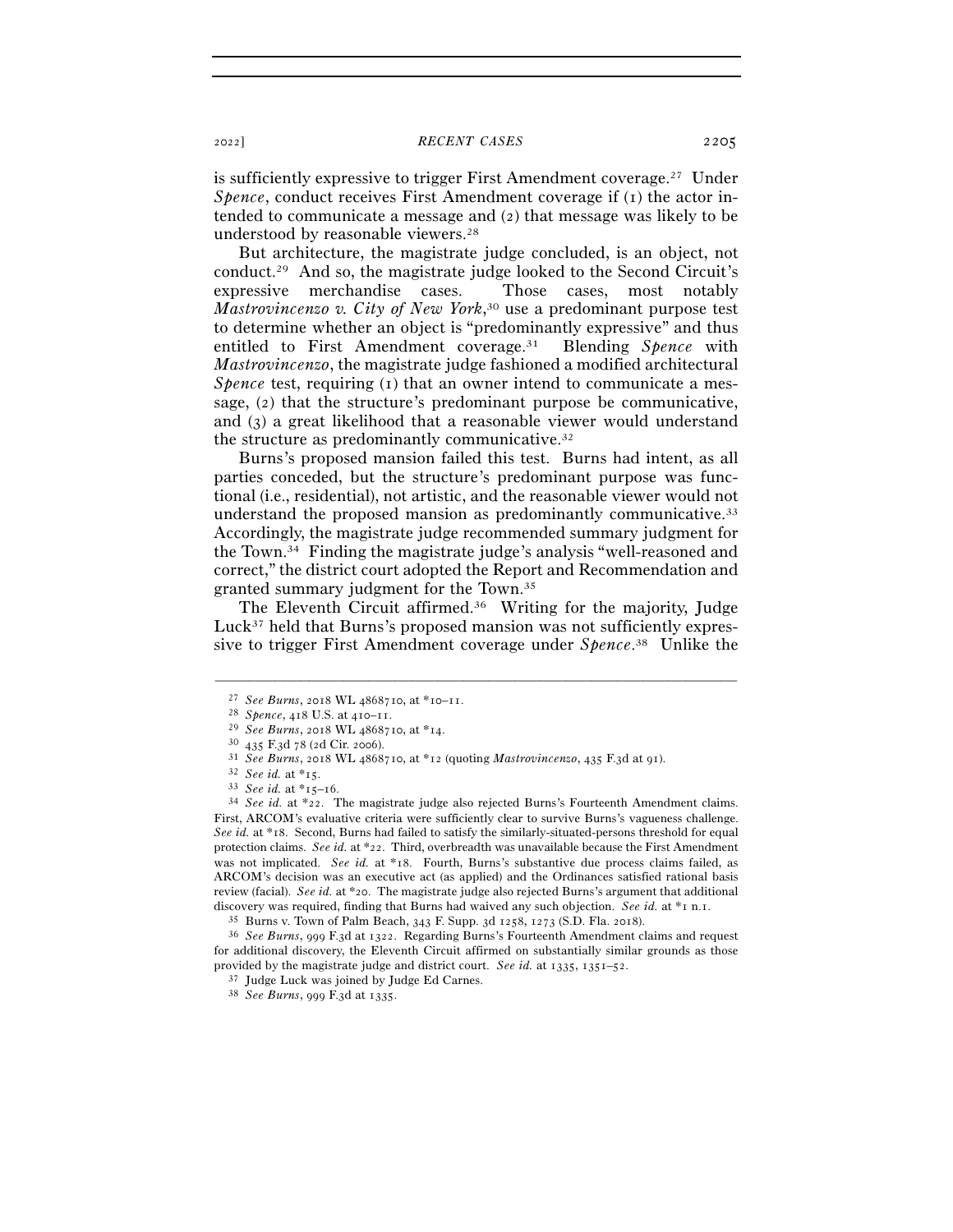is sufficiently expressive to trigger First Amendment coverage.[27] Under *Spence*, conduct receives First Amendment coverage if (1) the actor intended to communicate a message and (2) that message was likely to be understood by reasonable viewers.[28]

But architecture, the magistrate judge concluded, is an object, not conduct.[29] And so, the magistrate judge looked to the Second Circuit's expressive merchandise cases. Those cases, most notably *Mastrovincenzo v. City of New York*,[30] use a predominant purpose test to determine whether an object is "predominantly expressive" and thus entitled to First Amendment coverage.[31] Blending *Spence* with *Mastrovincenzo*, the magistrate judge fashioned a modified architectural *Spence* test, requiring (1) that an owner intend to communicate a message, (2) that the structure's predominant purpose be communicative, and (3) a great likelihood that a reasonable viewer would understand the structure as predominantly communicative.[32]

Burns's proposed mansion failed this test. Burns had intent, as all parties conceded, but the structure's predominant purpose was functional (i.e., residential), not artistic, and the reasonable viewer would not understand the proposed mansion as predominantly communicative.[33] Accordingly, the magistrate judge recommended summary judgment for the Town.[34] Finding the magistrate judge's analysis "well-reasoned and correct," the district court adopted the Report and Recommendation and granted summary judgment for the Town.[35]

The Eleventh Circuit affirmed.[36] Writing for the majority, Judge Luck[37] held that Burns's proposed mansion was not sufficiently expressive to trigger First Amendment coverage under *Spence*.[38] Unlike the

---

[27] *See Burns*, 2018 WL 4868710, at *10–11.

[28] *Spence*, 418 U.S. at 410–11.

[29] *See Burns*, 2018 WL 4868710, at *14.

[30] 435 F.3d 78 (2d Cir. 2006).

[31] *See Burns*, 2018 WL 4868710, at *12 (quoting *Mastrovincenzo*, 435 F.3d at 91).

[32] *See id.* at *15.

[33] *See id.* at *15–16.

[34] *See id.* at *22. The magistrate judge also rejected Burns's Fourteenth Amendment claims. First, ARCOM's evaluative criteria were sufficiently clear to survive Burns's vagueness challenge. *See id.* at *18. Second, Burns had failed to satisfy the similarly-situated-persons threshold for equal protection claims. *See id.* at *22. Third, overbreadth was unavailable because the First Amendment was not implicated. *See id.* at *18. Fourth, Burns's substantive due process claims failed, as ARCOM's decision was an executive act (as applied) and the Ordinances satisfied rational basis review (facial). *See id.* at *20. The magistrate judge also rejected Burns's argument that additional discovery was required, finding that Burns had waived any such objection. *See id.* at *1 n.1.

[35] Burns v. Town of Palm Beach, 343 F. Supp. 3d 1258, 1273 (S.D. Fla. 2018).

[36] *See Burns*, 999 F.3d at 1322. Regarding Burns's Fourteenth Amendment claims and request for additional discovery, the Eleventh Circuit affirmed on substantially similar grounds as those provided by the magistrate judge and district court. *See id.* at 1335, 1351–52.

[37] Judge Luck was joined by Judge Ed Carnes.

[38] *See Burns*, 999 F.3d at 1335.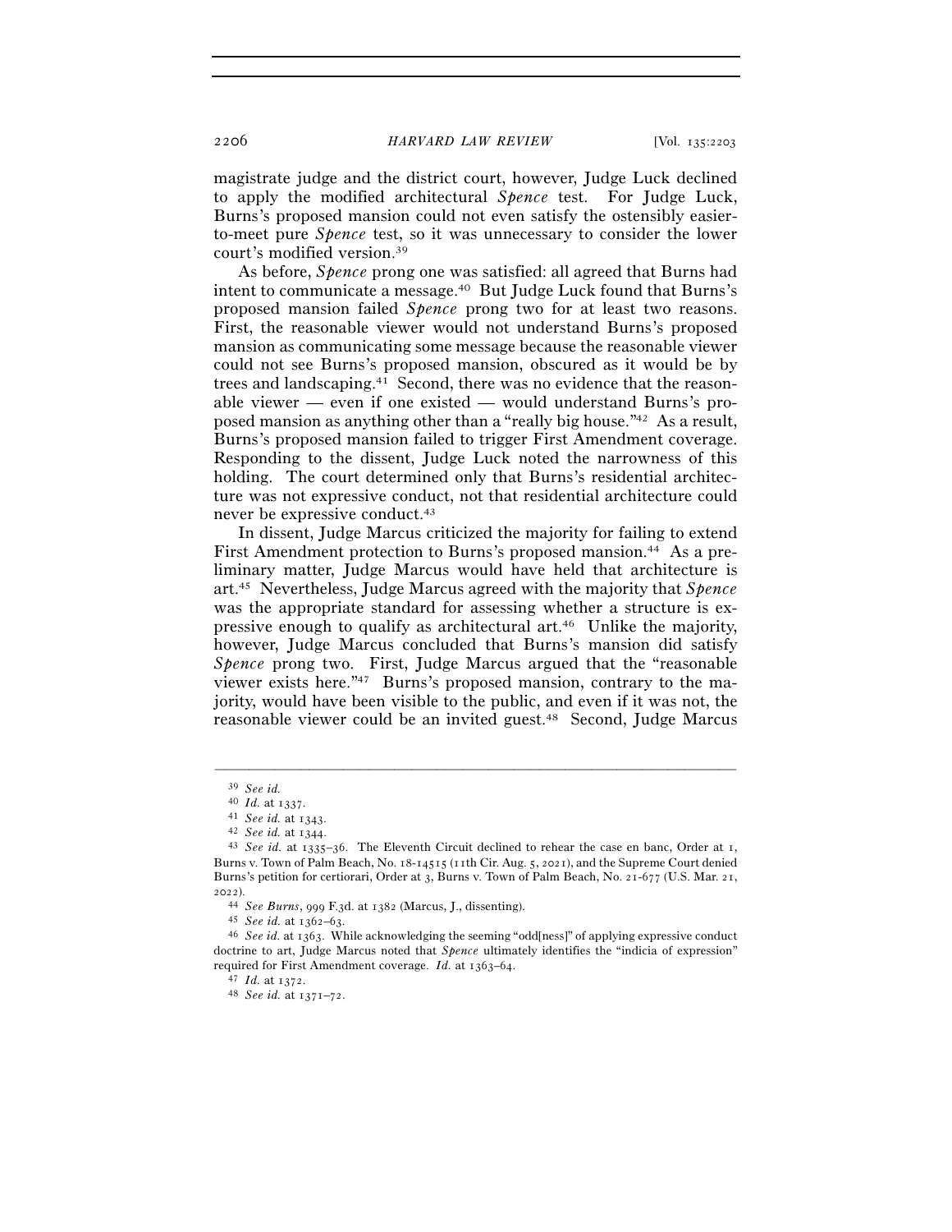magistrate judge and the district court, however, Judge Luck declined to apply the modified architectural *Spence* test. For Judge Luck, Burns's proposed mansion could not even satisfy the ostensibly easier-to-meet pure *Spence* test, so it was unnecessary to consider the lower court's modified version.[39]

As before, *Spence* prong one was satisfied: all agreed that Burns had intent to communicate a message.[40] But Judge Luck found that Burns's proposed mansion failed *Spence* prong two for at least two reasons. First, the reasonable viewer would not understand Burns's proposed mansion as communicating some message because the reasonable viewer could not see Burns's proposed mansion, obscured as it would be by trees and landscaping.[41] Second, there was no evidence that the reasonable viewer — even if one existed — would understand Burns's proposed mansion as anything other than a "really big house."[42] As a result, Burns's proposed mansion failed to trigger First Amendment coverage. Responding to the dissent, Judge Luck noted the narrowness of this holding. The court determined only that Burns's residential architecture was not expressive conduct, not that residential architecture could never be expressive conduct.[43]

In dissent, Judge Marcus criticized the majority for failing to extend First Amendment protection to Burns's proposed mansion.[44] As a preliminary matter, Judge Marcus would have held that architecture is art.[45] Nevertheless, Judge Marcus agreed with the majority that *Spence* was the appropriate standard for assessing whether a structure is expressive enough to qualify as architectural art.[46] Unlike the majority, however, Judge Marcus concluded that Burns's mansion did satisfy *Spence* prong two. First, Judge Marcus argued that the "reasonable viewer exists here."[47] Burns's proposed mansion, contrary to the majority, would have been visible to the public, and even if it was not, the reasonable viewer could be an invited guest.[48] Second, Judge Marcus

---

[39] *See id.*

[40] *Id.* at 1337.

[41] *See id.* at 1343.

[42] *See id.* at 1344.

[43] *See id.* at 1335–36. The Eleventh Circuit declined to rehear the case en banc, Order at 1, Burns v. Town of Palm Beach, No. 18-14515 (11th Cir. Aug. 5, 2021), and the Supreme Court denied Burns's petition for certiorari, Order at 3, Burns v. Town of Palm Beach, No. 21-677 (U.S. Mar. 21, 2022).

[44] *See Burns*, 999 F.3d. at 1382 (Marcus, J., dissenting).

[45] *See id.* at 1362–63.

[46] *See id.* at 1363. While acknowledging the seeming "odd[ness]" of applying expressive conduct doctrine to art, Judge Marcus noted that *Spence* ultimately identifies the "indicia of expression" required for First Amendment coverage. *Id.* at 1363–64.

[47] *Id.* at 1372.

[48] *See id.* at 1371–72.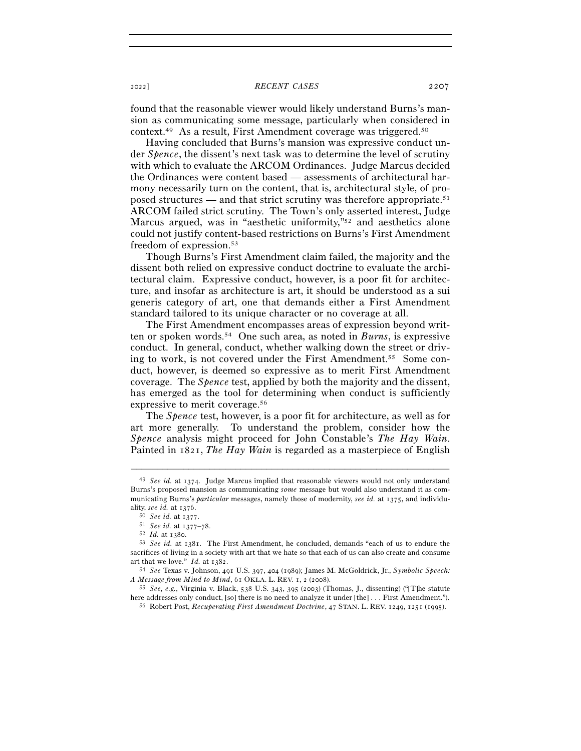found that the reasonable viewer would likely understand Burns's mansion as communicating some message, particularly when considered in context.[49] As a result, First Amendment coverage was triggered.[50]

Having concluded that Burns's mansion was expressive conduct under *Spence*, the dissent's next task was to determine the level of scrutiny with which to evaluate the ARCOM Ordinances. Judge Marcus decided the Ordinances were content based — assessments of architectural harmony necessarily turn on the content, that is, architectural style, of proposed structures — and that strict scrutiny was therefore appropriate.[51] ARCOM failed strict scrutiny. The Town's only asserted interest, Judge Marcus argued, was in "aesthetic uniformity,"[52] and aesthetics alone could not justify content-based restrictions on Burns's First Amendment freedom of expression.[53]

Though Burns's First Amendment claim failed, the majority and the dissent both relied on expressive conduct doctrine to evaluate the architectural claim. Expressive conduct, however, is a poor fit for architecture, and insofar as architecture is art, it should be understood as a sui generis category of art, one that demands either a First Amendment standard tailored to its unique character or no coverage at all.

The First Amendment encompasses areas of expression beyond written or spoken words.[54] One such area, as noted in *Burns*, is expressive conduct. In general, conduct, whether walking down the street or driving to work, is not covered under the First Amendment.[55] Some conduct, however, is deemed so expressive as to merit First Amendment coverage. The *Spence* test, applied by both the majority and the dissent, has emerged as the tool for determining when conduct is sufficiently expressive to merit coverage.[56]

The *Spence* test, however, is a poor fit for architecture, as well as for art more generally. To understand the problem, consider how the *Spence* analysis might proceed for John Constable's *The Hay Wain*. Painted in 1821, *The Hay Wain* is regarded as a masterpiece of English

---

[49] *See id.* at 1374. Judge Marcus implied that reasonable viewers would not only understand Burns's proposed mansion as communicating *some* message but would also understand it as communicating Burns's *particular* messages, namely those of modernity, *see id.* at 1375, and individuality, *see id.* at 1376.

[50] *See id.* at 1377.

[51] *See id.* at 1377–78.

[52] *Id.* at 1380.

[53] *See id.* at 1381. The First Amendment, he concluded, demands "each of us to endure the sacrifices of living in a society with art that we hate so that each of us can also create and consume art that we love." *Id.* at 1382.

[54] *See* Texas v. Johnson, 491 U.S. 397, 404 (1989); James M. McGoldrick, Jr., *Symbolic Speech: A Message from Mind to Mind*, 61 OKLA. L. REV. 1, 2 (2008).

[55] *See, e.g.*, Virginia v. Black, 538 U.S. 343, 395 (2003) (Thomas, J., dissenting) ("[T]he statute here addresses only conduct, [so] there is no need to analyze it under [the] . . . First Amendment.").

[56] Robert Post, *Recuperating First Amendment Doctrine*, 47 STAN. L. REV. 1249, 1251 (1995).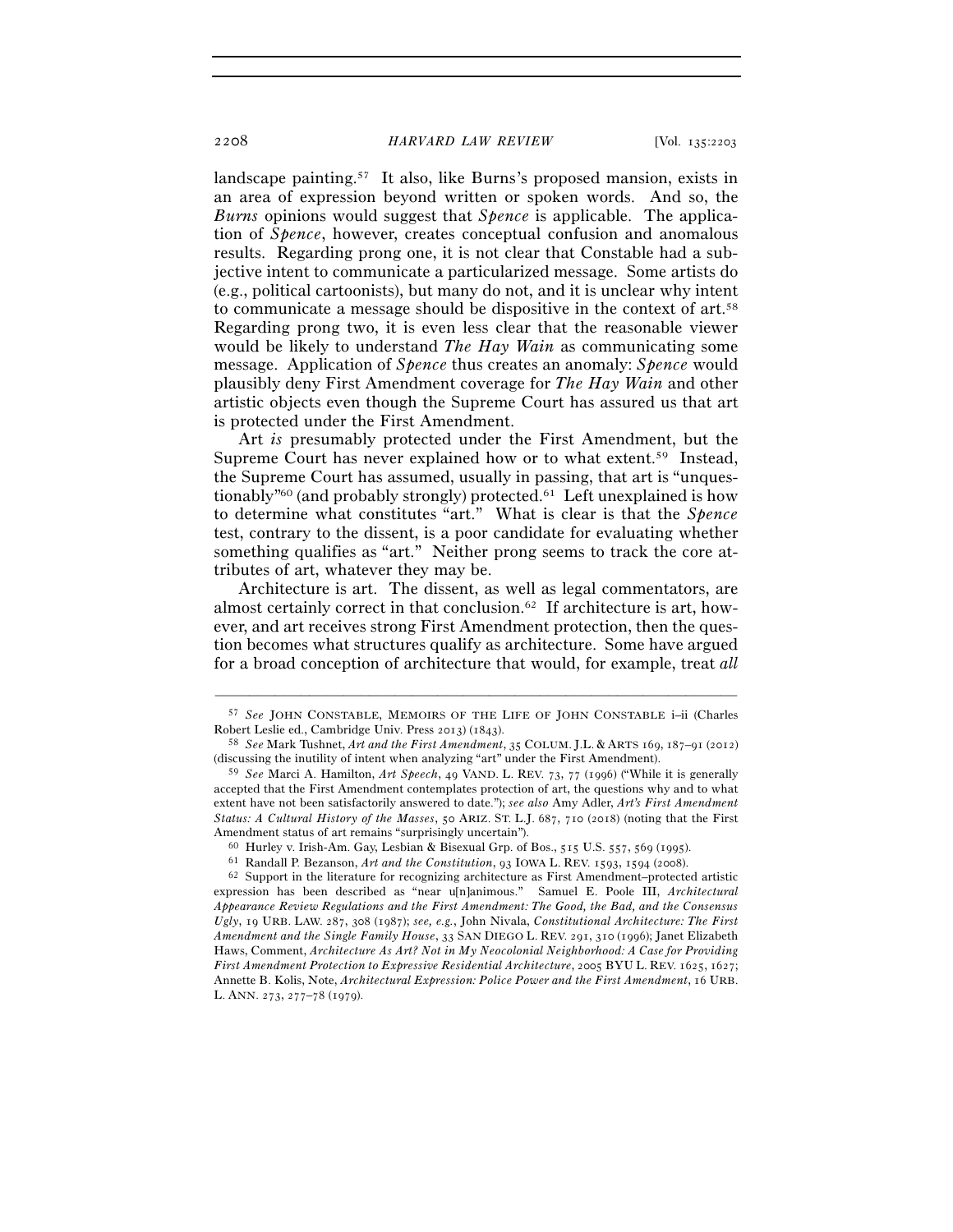landscape painting.[57] It also, like Burns's proposed mansion, exists in an area of expression beyond written or spoken words. And so, the *Burns* opinions would suggest that *Spence* is applicable. The application of *Spence*, however, creates conceptual confusion and anomalous results. Regarding prong one, it is not clear that Constable had a subjective intent to communicate a particularized message. Some artists do (e.g., political cartoonists), but many do not, and it is unclear why intent to communicate a message should be dispositive in the context of art.[58] Regarding prong two, it is even less clear that the reasonable viewer would be likely to understand *The Hay Wain* as communicating some message. Application of *Spence* thus creates an anomaly: *Spence* would plausibly deny First Amendment coverage for *The Hay Wain* and other artistic objects even though the Supreme Court has assured us that art is protected under the First Amendment.

Art *is* presumably protected under the First Amendment, but the Supreme Court has never explained how or to what extent.[59] Instead, the Supreme Court has assumed, usually in passing, that art is "unquestionably"[60] (and probably strongly) protected.[61] Left unexplained is how to determine what constitutes "art." What is clear is that the *Spence* test, contrary to the dissent, is a poor candidate for evaluating whether something qualifies as "art." Neither prong seems to track the core attributes of art, whatever they may be.

Architecture is art. The dissent, as well as legal commentators, are almost certainly correct in that conclusion.[62] If architecture is art, however, and art receives strong First Amendment protection, then the question becomes what structures qualify as architecture. Some have argued for a broad conception of architecture that would, for example, treat *all*

---

[57] *See* JOHN CONSTABLE, MEMOIRS OF THE LIFE OF JOHN CONSTABLE i–ii (Charles Robert Leslie ed., Cambridge Univ. Press 2013) (1843).

[58] *See* Mark Tushnet, *Art and the First Amendment*, 35 COLUM. J.L. & ARTS 169, 187–91 (2012) (discussing the inutility of intent when analyzing "art" under the First Amendment).

[59] *See* Marci A. Hamilton, *Art Speech*, 49 VAND. L. REV. 73, 77 (1996) ("While it is generally accepted that the First Amendment contemplates protection of art, the questions why and to what extent have not been satisfactorily answered to date."); *see also* Amy Adler, *Art's First Amendment Status: A Cultural History of the Masses*, 50 ARIZ. ST. L.J. 687, 710 (2018) (noting that the First Amendment status of art remains "surprisingly uncertain").

[60] Hurley v. Irish-Am. Gay, Lesbian & Bisexual Grp. of Bos., 515 U.S. 557, 569 (1995).

[61] Randall P. Bezanson, *Art and the Constitution*, 93 IOWA L. REV. 1593, 1594 (2008).

[62] Support in the literature for recognizing architecture as First Amendment–protected artistic expression has been described as "near u[n]animous." Samuel E. Poole III, *Architectural Appearance Review Regulations and the First Amendment: The Good, the Bad, and the Consensus Ugly*, 19 URB. LAW. 287, 308 (1987); *see, e.g.*, John Nivala, *Constitutional Architecture: The First Amendment and the Single Family House*, 33 SAN DIEGO L. REV. 291, 310 (1996); Janet Elizabeth Haws, Comment, *Architecture As Art? Not in My Neocolonial Neighborhood: A Case for Providing First Amendment Protection to Expressive Residential Architecture*, 2005 BYU L. REV. 1625, 1627; Annette B. Kolis, Note, *Architectural Expression: Police Power and the First Amendment*, 16 URB. L. ANN. 273, 277–78 (1979).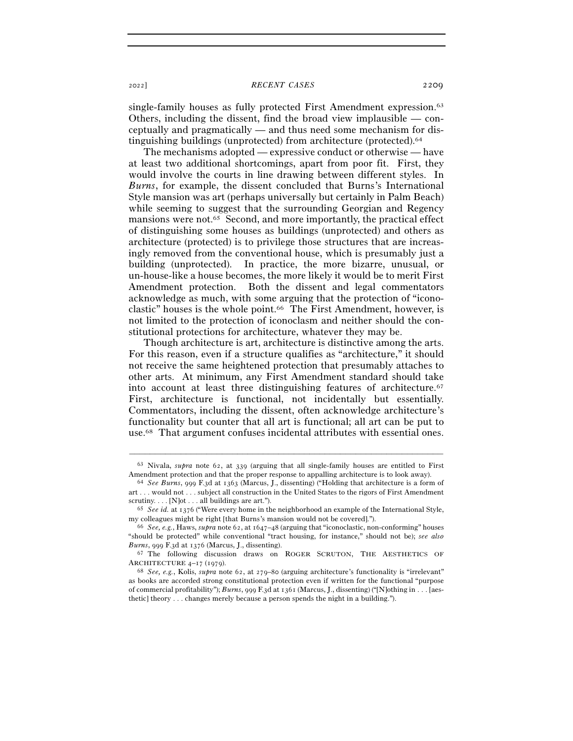single-family houses as fully protected First Amendment expression.[63] Others, including the dissent, find the broad view implausible — conceptually and pragmatically — and thus need some mechanism for distinguishing buildings (unprotected) from architecture (protected).[64]

The mechanisms adopted — expressive conduct or otherwise — have at least two additional shortcomings, apart from poor fit. First, they would involve the courts in line drawing between different styles. In *Burns*, for example, the dissent concluded that Burns's International Style mansion was art (perhaps universally but certainly in Palm Beach) while seeming to suggest that the surrounding Georgian and Regency mansions were not.[65] Second, and more importantly, the practical effect of distinguishing some houses as buildings (unprotected) and others as architecture (protected) is to privilege those structures that are increasingly removed from the conventional house, which is presumably just a building (unprotected). In practice, the more bizarre, unusual, or un-house-like a house becomes, the more likely it would be to merit First Amendment protection. Both the dissent and legal commentators acknowledge as much, with some arguing that the protection of "iconoclastic" houses is the whole point.[66] The First Amendment, however, is not limited to the protection of iconoclasm and neither should the constitutional protections for architecture, whatever they may be.

Though architecture is art, architecture is distinctive among the arts. For this reason, even if a structure qualifies as "architecture," it should not receive the same heightened protection that presumably attaches to other arts. At minimum, any First Amendment standard should take into account at least three distinguishing features of architecture.[67] First, architecture is functional, not incidentally but essentially. Commentators, including the dissent, often acknowledge architecture's functionality but counter that all art is functional; all art can be put to use.[68] That argument confuses incidental attributes with essential ones.

---

[63] Nivala, *supra* note 62, at 339 (arguing that all single-family houses are entitled to First Amendment protection and that the proper response to appalling architecture is to look away).

[64] *See Burns*, 999 F.3d at 1363 (Marcus, J., dissenting) ("Holding that architecture is a form of art . . . would not . . . subject all construction in the United States to the rigors of First Amendment scrutiny. . . . [N]ot . . . all buildings are art.").

[65] *See id.* at 1376 ("Were every home in the neighborhood an example of the International Style, my colleagues might be right [that Burns's mansion would not be covered].").

[66] *See, e.g.*, Haws, *supra* note 62, at 1647–48 (arguing that "iconoclastic, non-conforming" houses "should be protected" while conventional "tract housing, for instance," should not be); *see also Burns*, 999 F.3d at 1376 (Marcus, J., dissenting).

[67] The following discussion draws on ROGER SCRUTON, THE AESTHETICS OF ARCHITECTURE 4–17 (1979).

[68] *See, e.g.*, Kolis, *supra* note 62, at 279–80 (arguing architecture's functionality is "irrelevant" as books are accorded strong constitutional protection even if written for the functional "purpose of commercial profitability"); *Burns*, 999 F.3d at 1361 (Marcus, J., dissenting) ("[N]othing in . . . [aesthetic] theory . . . changes merely because a person spends the night in a building.").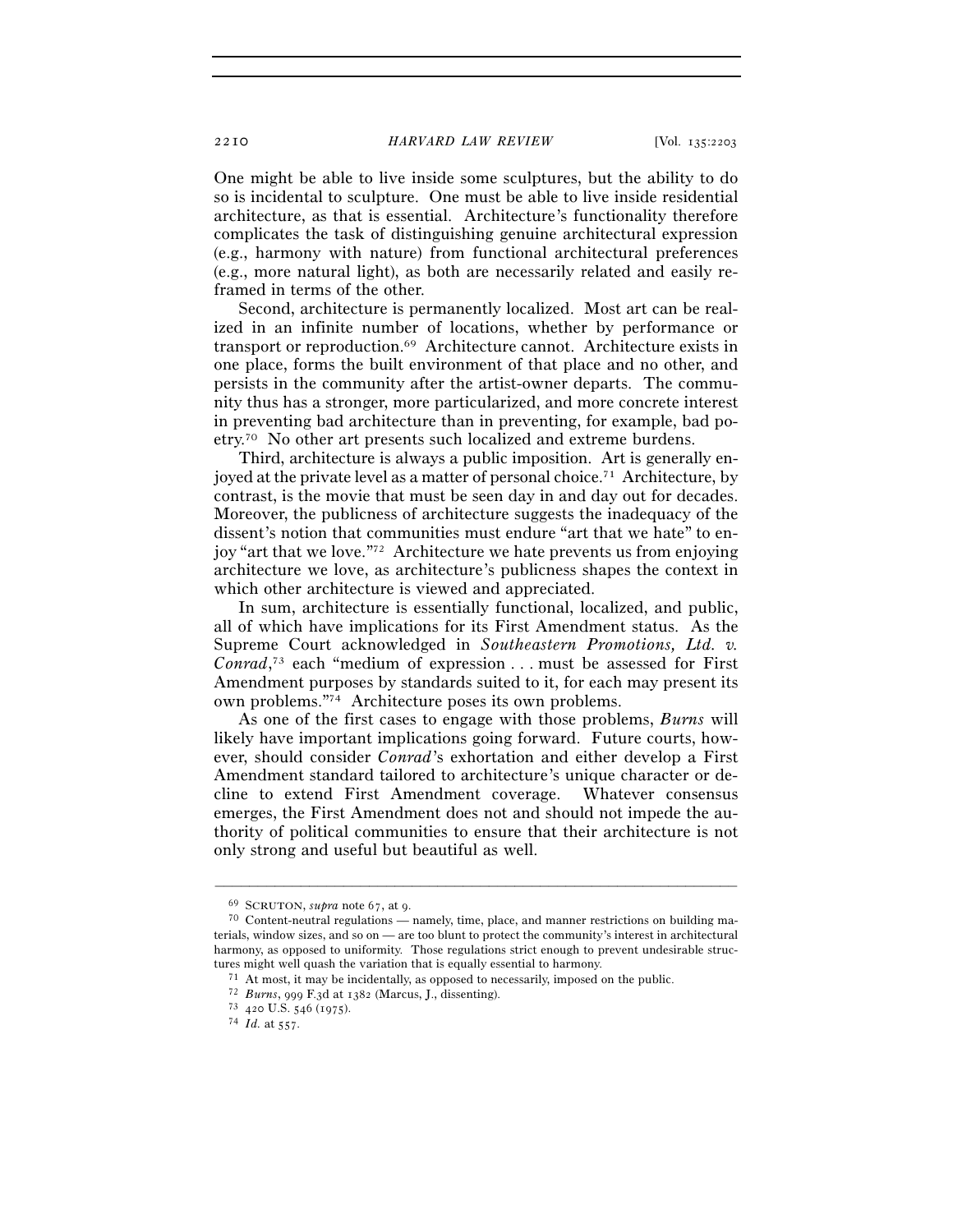One might be able to live inside some sculptures, but the ability to do so is incidental to sculpture. One must be able to live inside residential architecture, as that is essential. Architecture's functionality therefore complicates the task of distinguishing genuine architectural expression (e.g., harmony with nature) from functional architectural preferences (e.g., more natural light), as both are necessarily related and easily reframed in terms of the other.

Second, architecture is permanently localized. Most art can be realized in an infinite number of locations, whether by performance or transport or reproduction.[69] Architecture cannot. Architecture exists in one place, forms the built environment of that place and no other, and persists in the community after the artist-owner departs. The community thus has a stronger, more particularized, and more concrete interest in preventing bad architecture than in preventing, for example, bad poetry.[70] No other art presents such localized and extreme burdens.

Third, architecture is always a public imposition. Art is generally enjoyed at the private level as a matter of personal choice.[71] Architecture, by contrast, is the movie that must be seen day in and day out for decades. Moreover, the publicness of architecture suggests the inadequacy of the dissent's notion that communities must endure "art that we hate" to enjoy "art that we love."[72] Architecture we hate prevents us from enjoying architecture we love, as architecture's publicness shapes the context in which other architecture is viewed and appreciated.

In sum, architecture is essentially functional, localized, and public, all of which have implications for its First Amendment status. As the Supreme Court acknowledged in *Southeastern Promotions, Ltd. v. Conrad*,[73] each "medium of expression . . . must be assessed for First Amendment purposes by standards suited to it, for each may present its own problems."[74] Architecture poses its own problems.

As one of the first cases to engage with those problems, *Burns* will likely have important implications going forward. Future courts, however, should consider *Conrad*'s exhortation and either develop a First Amendment standard tailored to architecture's unique character or decline to extend First Amendment coverage. Whatever consensus emerges, the First Amendment does not and should not impede the authority of political communities to ensure that their architecture is not only strong and useful but beautiful as well.

---

[69] SCRUTON, *supra* note 67, at 9.

[70] Content-neutral regulations — namely, time, place, and manner restrictions on building materials, window sizes, and so on — are too blunt to protect the community's interest in architectural harmony, as opposed to uniformity. Those regulations strict enough to prevent undesirable structures might well quash the variation that is equally essential to harmony.

[71] At most, it may be incidentally, as opposed to necessarily, imposed on the public.

[72] *Burns*, 999 F.3d at 1382 (Marcus, J., dissenting).

[73] 420 U.S. 546 (1975).

[74] *Id.* at 557.